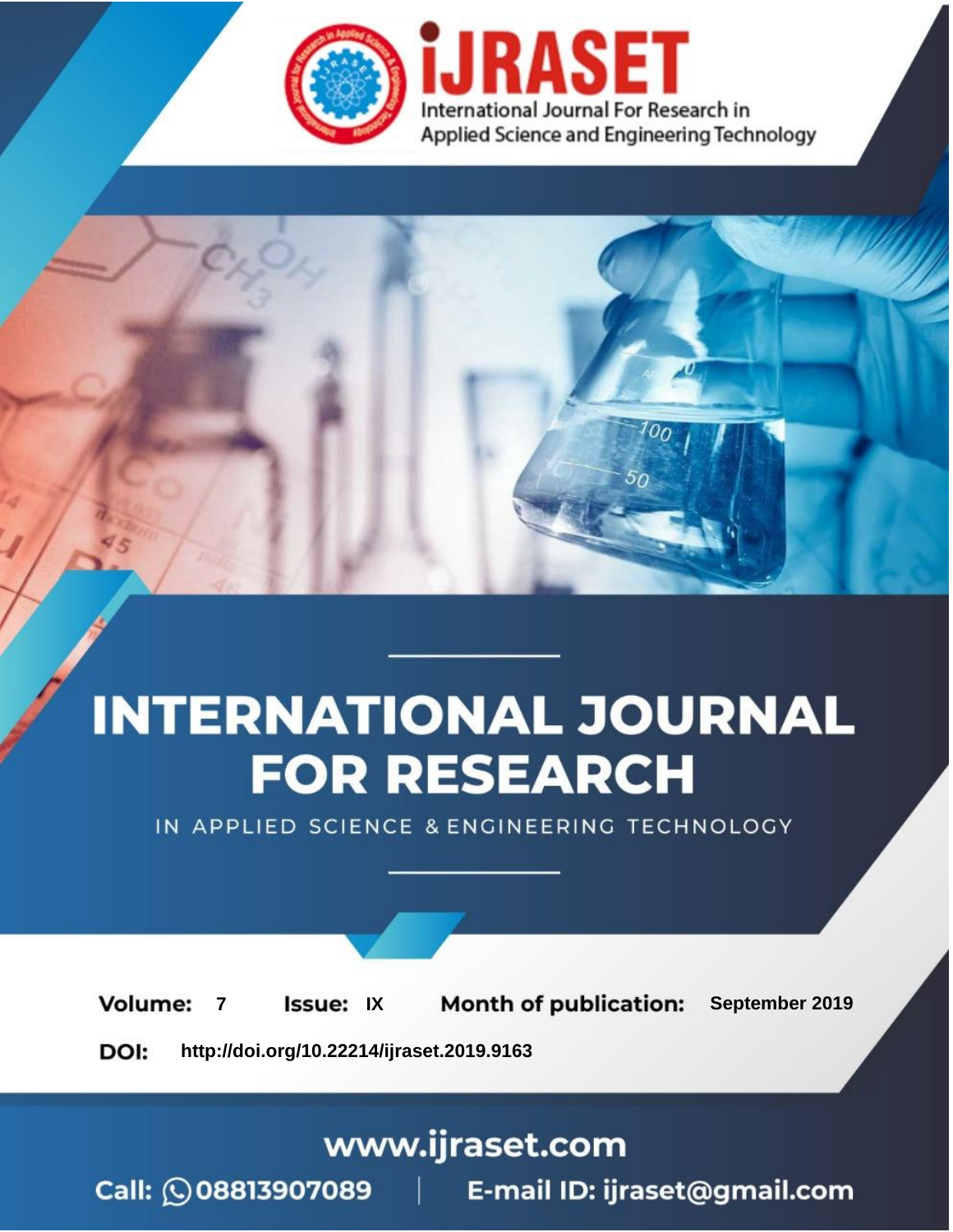# iJRASET

International Journal For Research in Applied Science and Engineering Technology

# INTERNATIONAL JOURNAL FOR RESEARCH

IN APPLIED SCIENCE & ENGINEERING TECHNOLOGY

**Volume:** 7 **Issue:** IX **Month of publication:** September 2019

**DOI:** http://doi.org/10.22214/ijraset.2019.9163

www.ijraset.com

Call: 08813907089 | E-mail ID: ijraset@gmail.com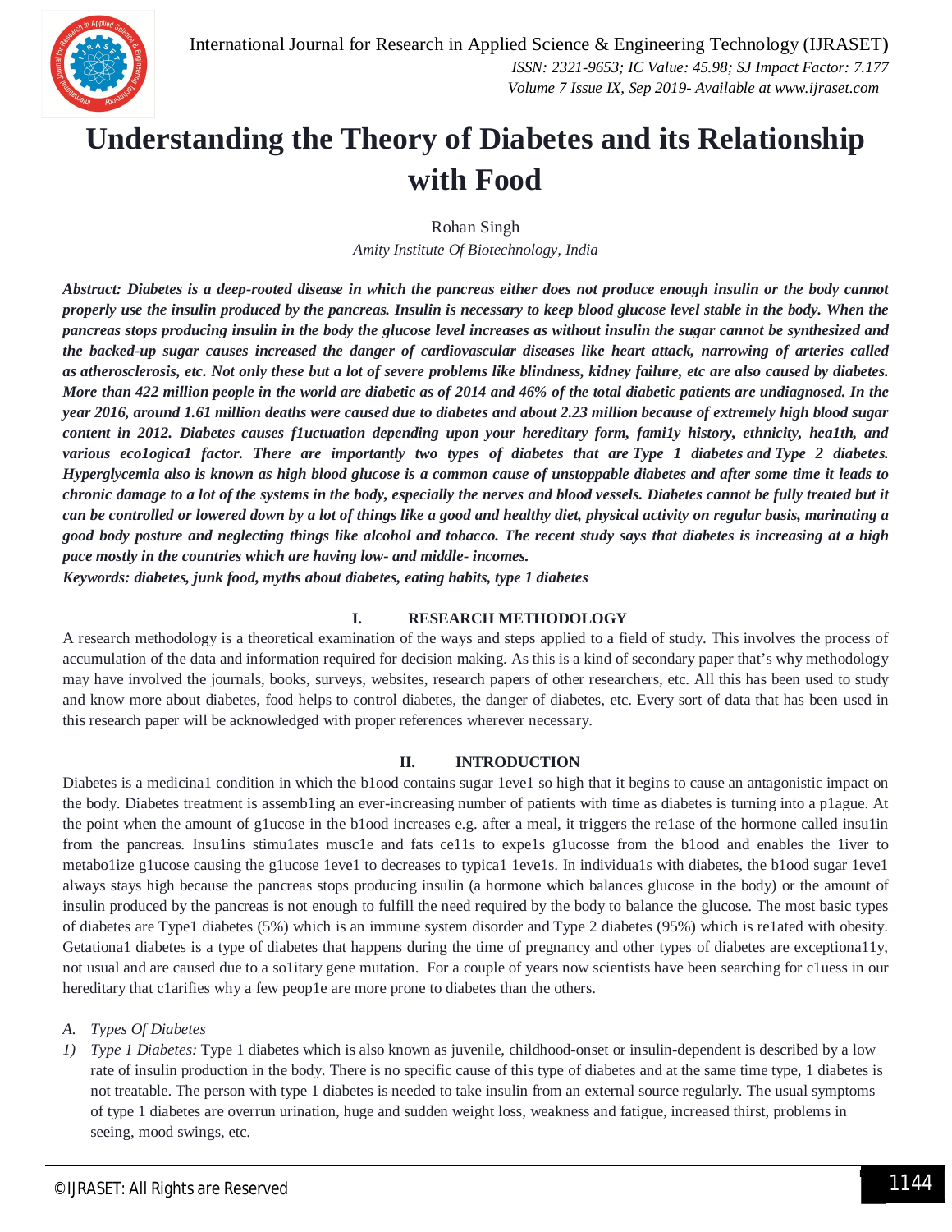# Understanding the Theory of Diabetes and its Relationship with Food

Rohan Singh

*Amity Institute Of Biotechnology, India*

***Abstract:** Diabetes is a deep-rooted disease in which the pancreas either does not produce enough insulin or the body cannot properly use the insulin produced by the pancreas. Insulin is necessary to keep blood glucose level stable in the body. When the pancreas stops producing insulin in the body the glucose level increases as without insulin the sugar cannot be synthesized and the backed-up sugar causes increased the danger of cardiovascular diseases like heart attack, narrowing of arteries called as atherosclerosis, etc. Not only these but a lot of severe problems like blindness, kidney failure, etc are also caused by diabetes. More than 422 million people in the world are diabetic as of 2014 and 46% of the total diabetic patients are undiagnosed. In the year 2016, around 1.61 million deaths were caused due to diabetes and about 2.23 million because of extremely high blood sugar content in 2012. Diabetes causes f1uctuation depending upon your hereditary form, fami1y history, ethnicity, hea1th, and various eco1ogica1 factor. There are importantly two types of diabetes that are Type 1 diabetes and Type 2 diabetes. Hyperglycemia also is known as high blood glucose is a common cause of unstoppable diabetes and after some time it leads to chronic damage to a lot of the systems in the body, especially the nerves and blood vessels. Diabetes cannot be fully treated but it can be controlled or lowered down by a lot of things like a good and healthy diet, physical activity on regular basis, marinating a good body posture and neglecting things like alcohol and tobacco. The recent study says that diabetes is increasing at a high pace mostly in the countries which are having low- and middle- incomes.***

***Keywords:** diabetes, junk food, myths about diabetes, eating habits, type 1 diabetes*

## I. RESEARCH METHODOLOGY

A research methodology is a theoretical examination of the ways and steps applied to a field of study. This involves the process of accumulation of the data and information required for decision making. As this is a kind of secondary paper that's why methodology may have involved the journals, books, surveys, websites, research papers of other researchers, etc. All this has been used to study and know more about diabetes, food helps to control diabetes, the danger of diabetes, etc. Every sort of data that has been used in this research paper will be acknowledged with proper references wherever necessary.

## II. INTRODUCTION

Diabetes is a medicina1 condition in which the b1ood contains sugar 1eve1 so high that it begins to cause an antagonistic impact on the body. Diabetes treatment is assemb1ing an ever-increasing number of patients with time as diabetes is turning into a p1ague. At the point when the amount of g1ucose in the b1ood increases e.g. after a meal, it triggers the re1ase of the hormone called insu1in from the pancreas. Insu1ins stimu1ates musc1e and fats ce11s to expe1s g1ucosse from the b1ood and enables the 1iver to metabo1ize g1ucose causing the g1ucose 1eve1 to decreases to typica1 1eve1s. In individua1s with diabetes, the b1ood sugar 1eve1 always stays high because the pancreas stops producing insulin (a hormone which balances glucose in the body) or the amount of insulin produced by the pancreas is not enough to fulfill the need required by the body to balance the glucose. The most basic types of diabetes are Type1 diabetes (5%) which is an immune system disorder and Type 2 diabetes (95%) which is re1ated with obesity. Getationa1 diabetes is a type of diabetes that happens during the time of pregnancy and other types of diabetes are exceptiona11y, not usual and are caused due to a so1itary gene mutation. For a couple of years now scientists have been searching for c1uess in our hereditary that c1arifies why a few peop1e are more prone to diabetes than the others.

### A. Types Of Diabetes

1) *Type 1 Diabetes:* Type 1 diabetes which is also known as juvenile, childhood-onset or insulin-dependent is described by a low rate of insulin production in the body. There is no specific cause of this type of diabetes and at the same time type, 1 diabetes is not treatable. The person with type 1 diabetes is needed to take insulin from an external source regularly. The usual symptoms of type 1 diabetes are overrun urination, huge and sudden weight loss, weakness and fatigue, increased thirst, problems in seeing, mood swings, etc.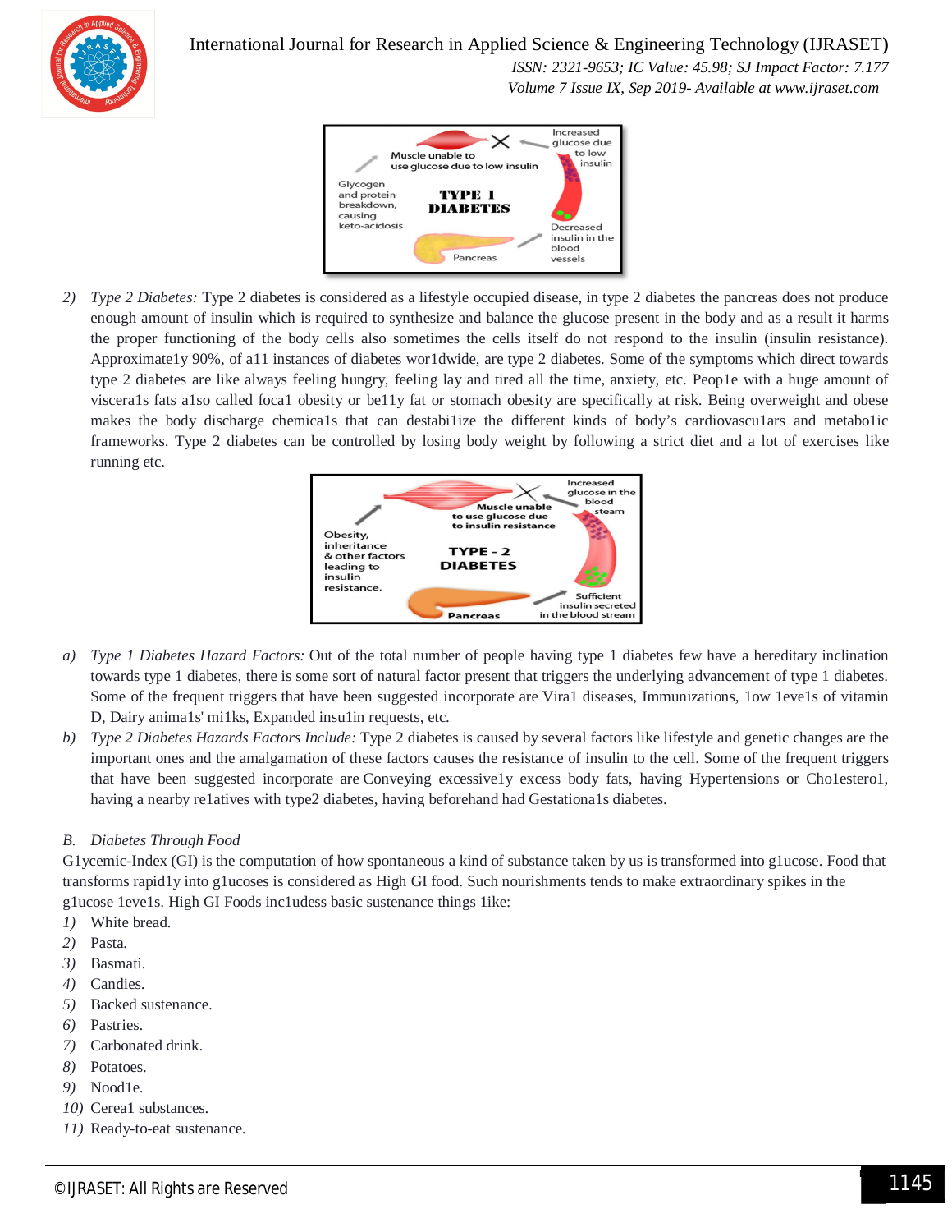2) *Type 2 Diabetes:* Type 2 diabetes is considered as a lifestyle occupied disease, in type 2 diabetes the pancreas does not produce enough amount of insulin which is required to synthesize and balance the glucose present in the body and as a result it harms the proper functioning of the body cells also sometimes the cells itself do not respond to the insulin (insulin resistance). Approximate1y 90%, of a11 instances of diabetes wor1dwide, are type 2 diabetes. Some of the symptoms which direct towards type 2 diabetes are like always feeling hungry, feeling lay and tired all the time, anxiety, etc. Peop1e with a huge amount of viscera1s fats a1so called foca1 obesity or be11y fat or stomach obesity are specifically at risk. Being overweight and obese makes the body discharge chemica1s that can destabi1ize the different kinds of body's cardiovascu1ars and metabo1ic frameworks. Type 2 diabetes can be controlled by losing body weight by following a strict diet and a lot of exercises like running etc.

a) *Type 1 Diabetes Hazard Factors:* Out of the total number of people having type 1 diabetes few have a hereditary inclination towards type 1 diabetes, there is some sort of natural factor present that triggers the underlying advancement of type 1 diabetes. Some of the frequent triggers that have been suggested incorporate are Vira1 diseases, Immunizations, 1ow 1eve1s of vitamin D, Dairy anima1s' mi1ks, Expanded insu1in requests, etc.

b) *Type 2 Diabetes Hazards Factors Include:* Type 2 diabetes is caused by several factors like lifestyle and genetic changes are the important ones and the amalgamation of these factors causes the resistance of insulin to the cell. Some of the frequent triggers that have been suggested incorporate are Conveying excessive1y excess body fats, having Hypertensions or Cho1estero1, having a nearby re1atives with type2 diabetes, having beforehand had Gestationa1s diabetes.

*B. Diabetes Through Food*

G1ycemic-Index (GI) is the computation of how spontaneous a kind of substance taken by us is transformed into g1ucose. Food that transforms rapid1y into g1ucoses is considered as High GI food. Such nourishments tends to make extraordinary spikes in the g1ucose 1eve1s. High GI Foods inc1udess basic sustenance things 1ike:

1) White bread.
2) Pasta.
3) Basmati.
4) Candies.
5) Backed sustenance.
6) Pastries.
7) Carbonated drink.
8) Potatoes.
9) Nood1e.
10) Cerea1 substances.
11) Ready-to-eat sustenance.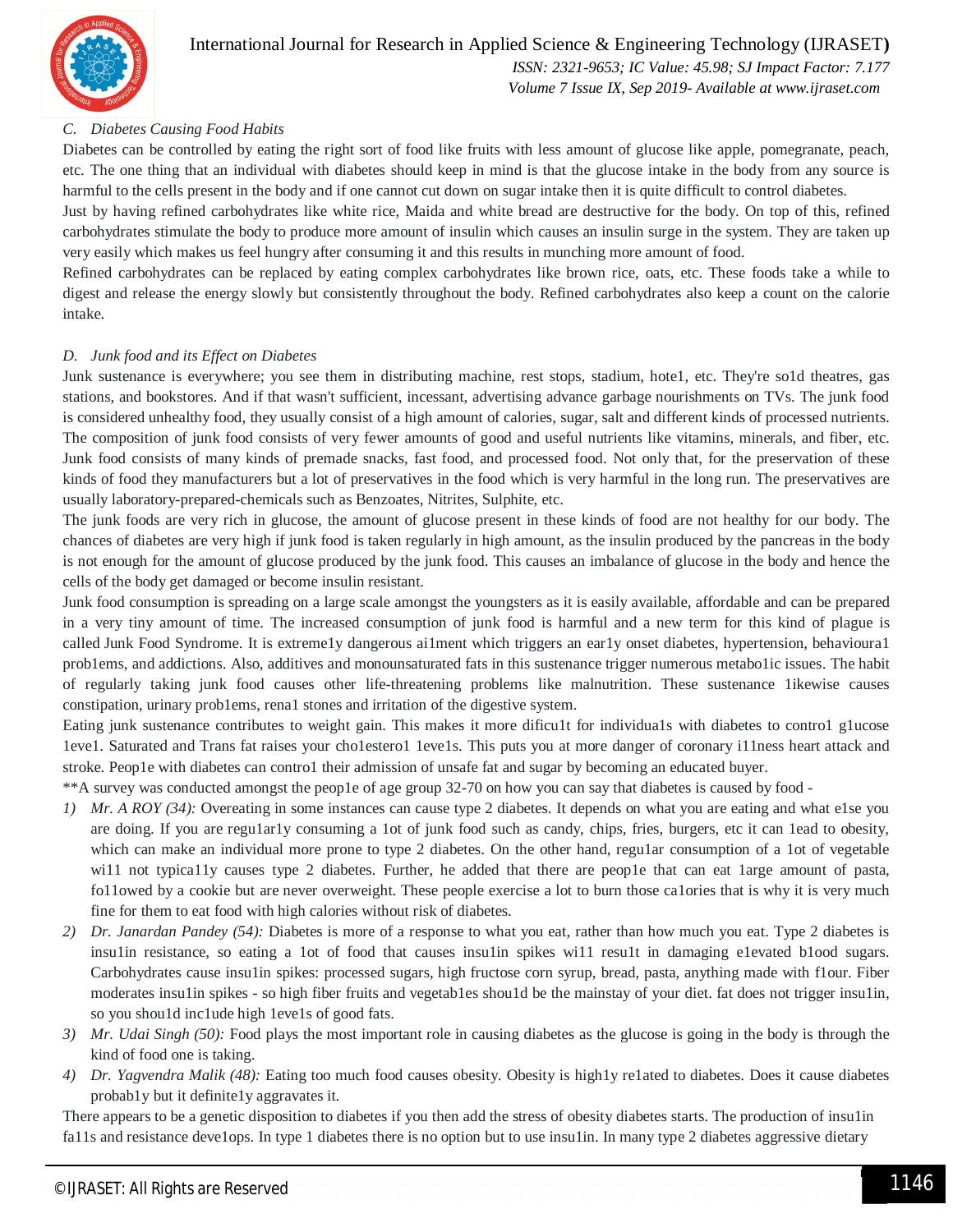### C. Diabetes Causing Food Habits

Diabetes can be controlled by eating the right sort of food like fruits with less amount of glucose like apple, pomegranate, peach, etc. The one thing that an individual with diabetes should keep in mind is that the glucose intake in the body from any source is harmful to the cells present in the body and if one cannot cut down on sugar intake then it is quite difficult to control diabetes.

Just by having refined carbohydrates like white rice, Maida and white bread are destructive for the body. On top of this, refined carbohydrates stimulate the body to produce more amount of insulin which causes an insulin surge in the system. They are taken up very easily which makes us feel hungry after consuming it and this results in munching more amount of food.

Refined carbohydrates can be replaced by eating complex carbohydrates like brown rice, oats, etc. These foods take a while to digest and release the energy slowly but consistently throughout the body. Refined carbohydrates also keep a count on the calorie intake.

### D. Junk food and its Effect on Diabetes

Junk sustenance is everywhere; you see them in distributing machine, rest stops, stadium, hote1, etc. They're so1d theatres, gas stations, and bookstores. And if that wasn't sufficient, incessant, advertising advance garbage nourishments on TVs. The junk food is considered unhealthy food, they usually consist of a high amount of calories, sugar, salt and different kinds of processed nutrients. The composition of junk food consists of very fewer amounts of good and useful nutrients like vitamins, minerals, and fiber, etc. Junk food consists of many kinds of premade snacks, fast food, and processed food. Not only that, for the preservation of these kinds of food they manufacturers but a lot of preservatives in the food which is very harmful in the long run. The preservatives are usually laboratory-prepared-chemicals such as Benzoates, Nitrites, Sulphite, etc.

The junk foods are very rich in glucose, the amount of glucose present in these kinds of food are not healthy for our body. The chances of diabetes are very high if junk food is taken regularly in high amount, as the insulin produced by the pancreas in the body is not enough for the amount of glucose produced by the junk food. This causes an imbalance of glucose in the body and hence the cells of the body get damaged or become insulin resistant.

Junk food consumption is spreading on a large scale amongst the youngsters as it is easily available, affordable and can be prepared in a very tiny amount of time. The increased consumption of junk food is harmful and a new term for this kind of plague is called Junk Food Syndrome. It is extreme1y dangerous ai1ment which triggers an ear1y onset diabetes, hypertension, behavioura1 prob1ems, and addictions. Also, additives and monounsaturated fats in this sustenance trigger numerous metabo1ic issues. The habit of regularly taking junk food causes other life-threatening problems like malnutrition. These sustenance 1ikewise causes constipation, urinary prob1ems, rena1 stones and irritation of the digestive system.

Eating junk sustenance contributes to weight gain. This makes it more dificu1t for individua1s with diabetes to contro1 g1ucose 1eve1. Saturated and Trans fat raises your cho1estero1 1eve1s. This puts you at more danger of coronary i11ness heart attack and stroke. Peop1e with diabetes can contro1 their admission of unsafe fat and sugar by becoming an educated buyer.

**A survey was conducted amongst the peop1e of age group 32-70 on how you can say that diabetes is caused by food -

1) *Mr. A ROY (34):* Overeating in some instances can cause type 2 diabetes. It depends on what you are eating and what e1se you are doing. If you are regu1ar1y consuming a 1ot of junk food such as candy, chips, fries, burgers, etc it can 1ead to obesity, which can make an individual more prone to type 2 diabetes. On the other hand, regu1ar consumption of a 1ot of vegetable wi11 not typica11y causes type 2 diabetes. Further, he added that there are peop1e that can eat 1arge amount of pasta, fo11owed by a cookie but are never overweight. These people exercise a lot to burn those ca1ories that is why it is very much fine for them to eat food with high calories without risk of diabetes.
2) *Dr. Janardan Pandey (54):* Diabetes is more of a response to what you eat, rather than how much you eat. Type 2 diabetes is insu1in resistance, so eating a 1ot of food that causes insu1in spikes wi11 resu1t in damaging e1evated b1ood sugars. Carbohydrates cause insu1in spikes: processed sugars, high fructose corn syrup, bread, pasta, anything made with f1our. Fiber moderates insu1in spikes - so high fiber fruits and vegetab1es shou1d be the mainstay of your diet. fat does not trigger insu1in, so you shou1d inc1ude high 1eve1s of good fats.
3) *Mr. Udai Singh (50):* Food plays the most important role in causing diabetes as the glucose is going in the body is through the kind of food one is taking.
4) *Dr. Yagvendra Malik (48):* Eating too much food causes obesity. Obesity is high1y re1ated to diabetes. Does it cause diabetes probab1y but it definite1y aggravates it.

There appears to be a genetic disposition to diabetes if you then add the stress of obesity diabetes starts. The production of insu1in fa11s and resistance deve1ops. In type 1 diabetes there is no option but to use insu1in. In many type 2 diabetes aggressive dietary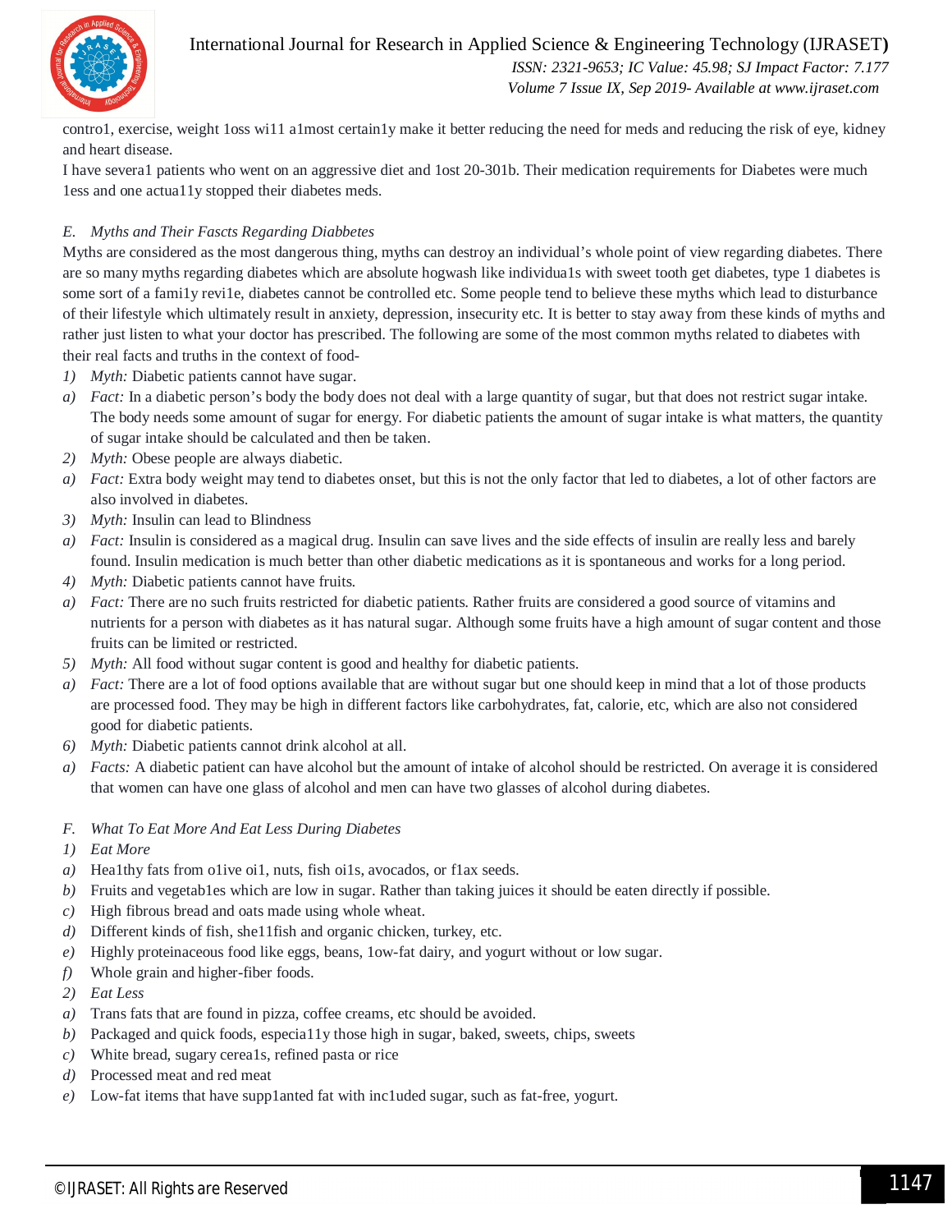contro1, exercise, weight 1oss wi11 a1most certain1y make it better reducing the need for meds and reducing the risk of eye, kidney and heart disease.

I have severa1 patients who went on an aggressive diet and 1ost 20-301b. Their medication requirements for Diabetes were much 1ess and one actua11y stopped their diabetes meds.

### E. *Myths and Their Fascts Regarding Diabbetes*

Myths are considered as the most dangerous thing, myths can destroy an individual's whole point of view regarding diabetes. There are so many myths regarding diabetes which are absolute hogwash like individua1s with sweet tooth get diabetes, type 1 diabetes is some sort of a fami1y revi1e, diabetes cannot be controlled etc. Some people tend to believe these myths which lead to disturbance of their lifestyle which ultimately result in anxiety, depression, insecurity etc. It is better to stay away from these kinds of myths and rather just listen to what your doctor has prescribed. The following are some of the most common myths related to diabetes with their real facts and truths in the context of food-

1) *Myth:* Diabetic patients cannot have sugar.
   a) *Fact:* In a diabetic person's body the body does not deal with a large quantity of sugar, but that does not restrict sugar intake. The body needs some amount of sugar for energy. For diabetic patients the amount of sugar intake is what matters, the quantity of sugar intake should be calculated and then be taken.
2) *Myth:* Obese people are always diabetic.
   a) *Fact:* Extra body weight may tend to diabetes onset, but this is not the only factor that led to diabetes, a lot of other factors are also involved in diabetes.
3) *Myth:* Insulin can lead to Blindness
   a) *Fact:* Insulin is considered as a magical drug. Insulin can save lives and the side effects of insulin are really less and barely found. Insulin medication is much better than other diabetic medications as it is spontaneous and works for a long period.
4) *Myth:* Diabetic patients cannot have fruits.
   a) *Fact:* There are no such fruits restricted for diabetic patients. Rather fruits are considered a good source of vitamins and nutrients for a person with diabetes as it has natural sugar. Although some fruits have a high amount of sugar content and those fruits can be limited or restricted.
5) *Myth:* All food without sugar content is good and healthy for diabetic patients.
   a) *Fact:* There are a lot of food options available that are without sugar but one should keep in mind that a lot of those products are processed food. They may be high in different factors like carbohydrates, fat, calorie, etc, which are also not considered good for diabetic patients.
6) *Myth:* Diabetic patients cannot drink alcohol at all.
   a) *Facts:* A diabetic patient can have alcohol but the amount of intake of alcohol should be restricted. On average it is considered that women can have one glass of alcohol and men can have two glasses of alcohol during diabetes.

### F. *What To Eat More And Eat Less During Diabetes*

1) *Eat More*
   a) Hea1thy fats from o1ive oi1, nuts, fish oi1s, avocados, or f1ax seeds.
   b) Fruits and vegetab1es which are low in sugar. Rather than taking juices it should be eaten directly if possible.
   c) High fibrous bread and oats made using whole wheat.
   d) Different kinds of fish, she11fish and organic chicken, turkey, etc.
   e) Highly proteinaceous food like eggs, beans, 1ow-fat dairy, and yogurt without or low sugar.
   f) Whole grain and higher-fiber foods.
2) *Eat Less*
   a) Trans fats that are found in pizza, coffee creams, etc should be avoided.
   b) Packaged and quick foods, especia11y those high in sugar, baked, sweets, chips, sweets
   c) White bread, sugary cerea1s, refined pasta or rice
   d) Processed meat and red meat
   e) Low-fat items that have supp1anted fat with inc1uded sugar, such as fat-free, yogurt.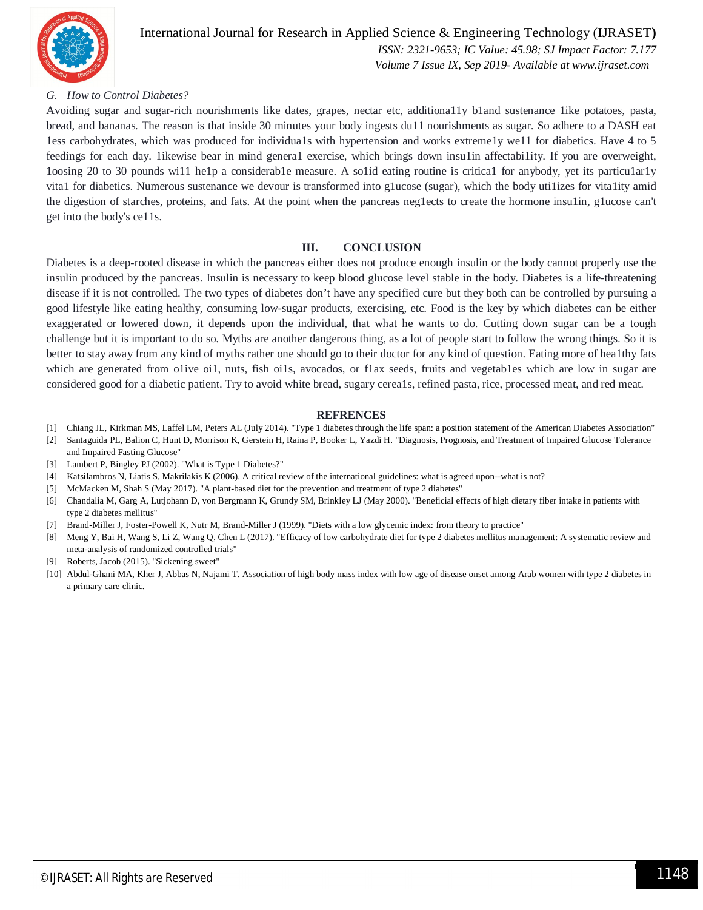### G. *How to Control Diabetes?*

Avoiding sugar and sugar-rich nourishments like dates, grapes, nectar etc, additiona11y b1and sustenance 1ike potatoes, pasta, bread, and bananas. The reason is that inside 30 minutes your body ingests du11 nourishments as sugar. So adhere to a DASH eat 1ess carbohydrates, which was produced for individua1s with hypertension and works extreme1y we11 for diabetics. Have 4 to 5 feedings for each day. 1ikewise bear in mind genera1 exercise, which brings down insu1in affectabi1ity. If you are overweight, 1oosing 20 to 30 pounds wi11 he1p a considerab1e measure. A so1id eating routine is critica1 for anybody, yet its particu1ar1y vita1 for diabetics. Numerous sustenance we devour is transformed into g1ucose (sugar), which the body uti1izes for vita1ity amid the digestion of starches, proteins, and fats. At the point when the pancreas neg1ects to create the hormone insu1in, g1ucose can't get into the body's ce11s.

## III. CONCLUSION

Diabetes is a deep-rooted disease in which the pancreas either does not produce enough insulin or the body cannot properly use the insulin produced by the pancreas. Insulin is necessary to keep blood glucose level stable in the body. Diabetes is a life-threatening disease if it is not controlled. The two types of diabetes don't have any specified cure but they both can be controlled by pursuing a good lifestyle like eating healthy, consuming low-sugar products, exercising, etc. Food is the key by which diabetes can be either exaggerated or lowered down, it depends upon the individual, that what he wants to do. Cutting down sugar can be a tough challenge but it is important to do so. Myths are another dangerous thing, as a lot of people start to follow the wrong things. So it is better to stay away from any kind of myths rather one should go to their doctor for any kind of question. Eating more of hea1thy fats which are generated from o1ive oi1, nuts, fish oi1s, avocados, or f1ax seeds, fruits and vegetab1es which are low in sugar are considered good for a diabetic patient. Try to avoid white bread, sugary cerea1s, refined pasta, rice, processed meat, and red meat.

## REFRENCES

[1] Chiang JL, Kirkman MS, Laffel LM, Peters AL (July 2014). "Type 1 diabetes through the life span: a position statement of the American Diabetes Association"

[2] Santaguida PL, Balion C, Hunt D, Morrison K, Gerstein H, Raina P, Booker L, Yazdi H. "Diagnosis, Prognosis, and Treatment of Impaired Glucose Tolerance and Impaired Fasting Glucose"

[3] Lambert P, Bingley PJ (2002). "What is Type 1 Diabetes?"

[4] Katsilambros N, Liatis S, Makrilakis K (2006). A critical review of the international guidelines: what is agreed upon--what is not?

[5] McMacken M, Shah S (May 2017). "A plant-based diet for the prevention and treatment of type 2 diabetes"

[6] Chandalia M, Garg A, Lutjohann D, von Bergmann K, Grundy SM, Brinkley LJ (May 2000). "Beneficial effects of high dietary fiber intake in patients with type 2 diabetes mellitus"

[7] Brand-Miller J, Foster-Powell K, Nutr M, Brand-Miller J (1999). "Diets with a low glycemic index: from theory to practice"

[8] Meng Y, Bai H, Wang S, Li Z, Wang Q, Chen L (2017). "Efficacy of low carbohydrate diet for type 2 diabetes mellitus management: A systematic review and meta-analysis of randomized controlled trials"

[9] Roberts, Jacob (2015). "Sickening sweet"

[10] Abdul-Ghani MA, Kher J, Abbas N, Najami T. Association of high body mass index with low age of disease onset among Arab women with type 2 diabetes in a primary care clinic.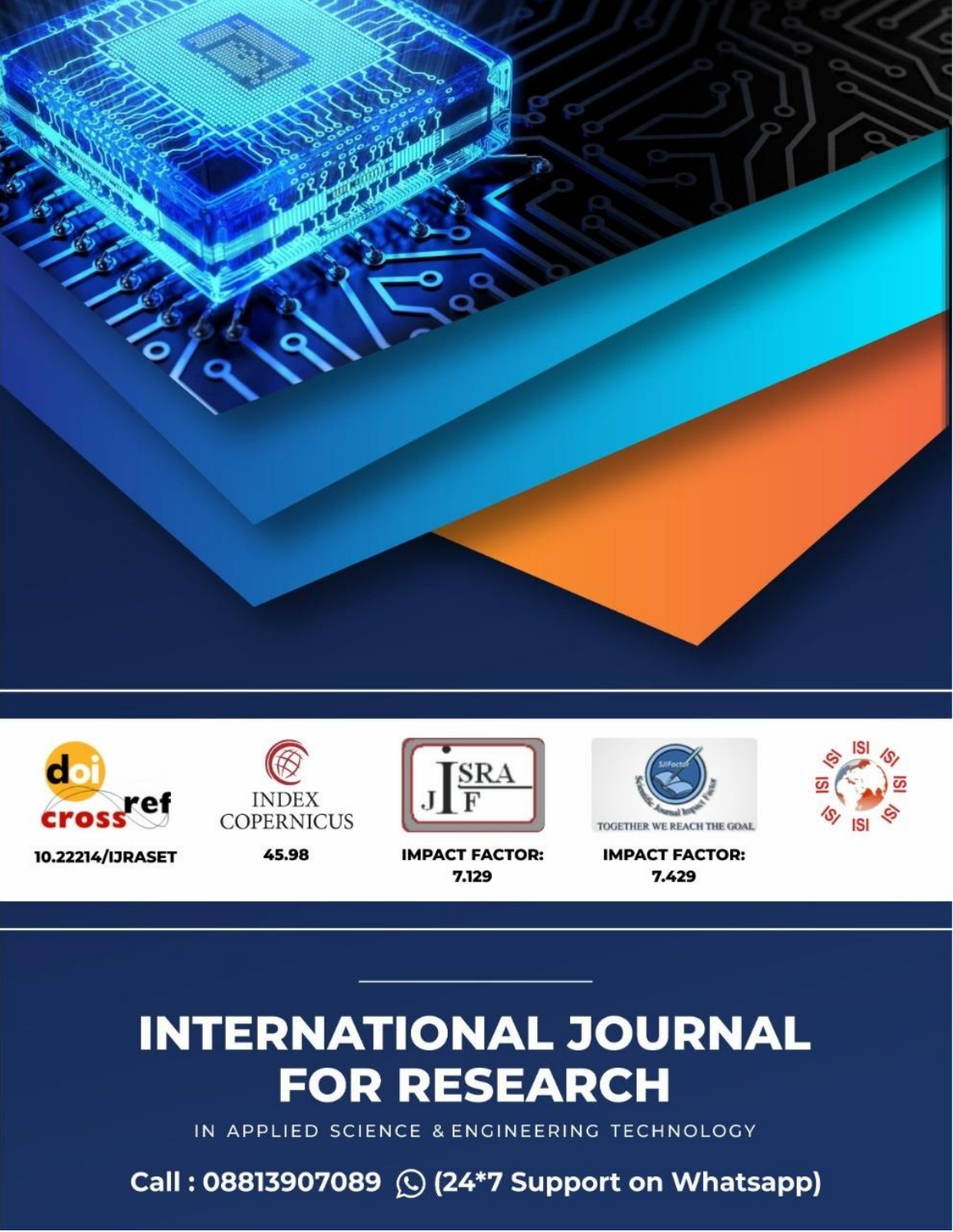10.22214/IJRASET

INDEX COPERNICUS

45.98

IMPACT FACTOR: 7.129

TOGETHER WE REACH THE GOAL

IMPACT FACTOR: 7.429

# INTERNATIONAL JOURNAL FOR RESEARCH

IN APPLIED SCIENCE & ENGINEERING TECHNOLOGY

Call : 08813907089 (24*7 Support on Whatsapp)